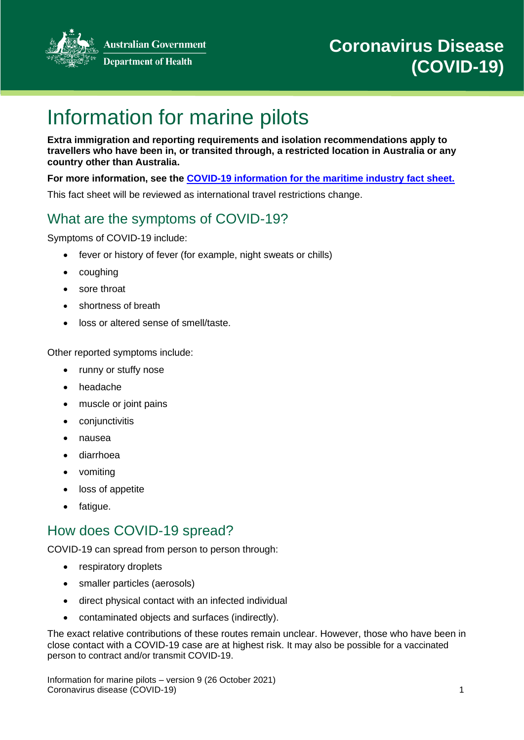Australian Government
Department of Health

**Coronavirus Disease (COVID-19)**

# Information for marine pilots

**Extra immigration and reporting requirements and isolation recommendations apply to travellers who have been in, or transited through, a restricted location in Australia or any country other than Australia.**

**For more information, see the COVID-19 information for the maritime industry fact sheet.**

This fact sheet will be reviewed as international travel restrictions change.

## What are the symptoms of COVID-19?

Symptoms of COVID-19 include:

- fever or history of fever (for example, night sweats or chills)
- coughing
- sore throat
- shortness of breath
- loss or altered sense of smell/taste.

Other reported symptoms include:

- runny or stuffy nose
- headache
- muscle or joint pains
- conjunctivitis
- nausea
- diarrhoea
- vomiting
- loss of appetite
- fatigue.

## How does COVID-19 spread?

COVID-19 can spread from person to person through:

- respiratory droplets
- smaller particles (aerosols)
- direct physical contact with an infected individual
- contaminated objects and surfaces (indirectly).

The exact relative contributions of these routes remain unclear. However, those who have been in close contact with a COVID-19 case are at highest risk. It may also be possible for a vaccinated person to contract and/or transmit COVID-19.

Information for marine pilots – version 9 (26 October 2021)
Coronavirus disease (COVID-19)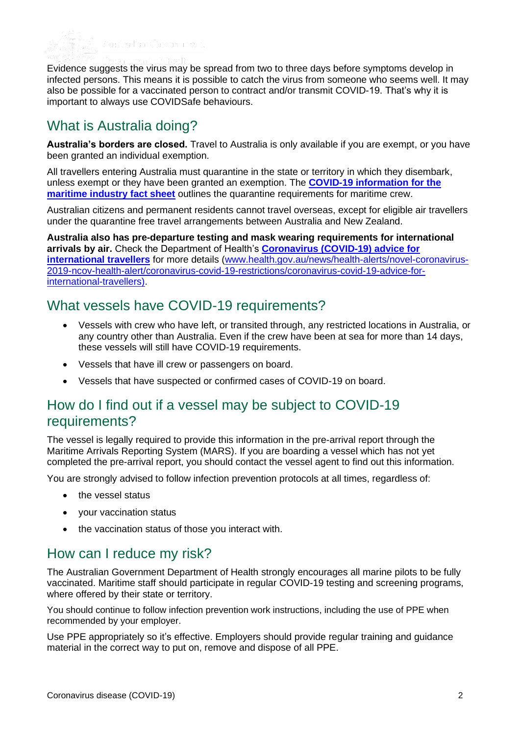Evidence suggests the virus may be spread from two to three days before symptoms develop in infected persons. This means it is possible to catch the virus from someone who seems well. It may also be possible for a vaccinated person to contract and/or transmit COVID-19. That's why it is important to always use COVIDSafe behaviours.

## What is Australia doing?

**Australia's borders are closed.** Travel to Australia is only available if you are exempt, or you have been granted an individual exemption.

All travellers entering Australia must quarantine in the state or territory in which they disembark, unless exempt or they have been granted an exemption. The **COVID-19 information for the maritime industry fact sheet** outlines the quarantine requirements for maritime crew.

Australian citizens and permanent residents cannot travel overseas, except for eligible air travellers under the quarantine free travel arrangements between Australia and New Zealand.

**Australia also has pre-departure testing and mask wearing requirements for international arrivals by air.** Check the Department of Health's **Coronavirus (COVID-19) advice for international travellers** for more details (www.health.gov.au/news/health-alerts/novel-coronavirus-2019-ncov-health-alert/coronavirus-covid-19-restrictions/coronavirus-covid-19-advice-for-international-travellers).

## What vessels have COVID-19 requirements?

- Vessels with crew who have left, or transited through, any restricted locations in Australia, or any country other than Australia. Even if the crew have been at sea for more than 14 days, these vessels will still have COVID-19 requirements.
- Vessels that have ill crew or passengers on board.
- Vessels that have suspected or confirmed cases of COVID-19 on board.

## How do I find out if a vessel may be subject to COVID-19 requirements?

The vessel is legally required to provide this information in the pre-arrival report through the Maritime Arrivals Reporting System (MARS). If you are boarding a vessel which has not yet completed the pre-arrival report, you should contact the vessel agent to find out this information.

You are strongly advised to follow infection prevention protocols at all times, regardless of:

- the vessel status
- your vaccination status
- the vaccination status of those you interact with.

## How can I reduce my risk?

The Australian Government Department of Health strongly encourages all marine pilots to be fully vaccinated. Maritime staff should participate in regular COVID-19 testing and screening programs, where offered by their state or territory.

You should continue to follow infection prevention work instructions, including the use of PPE when recommended by your employer.

Use PPE appropriately so it's effective. Employers should provide regular training and guidance material in the correct way to put on, remove and dispose of all PPE.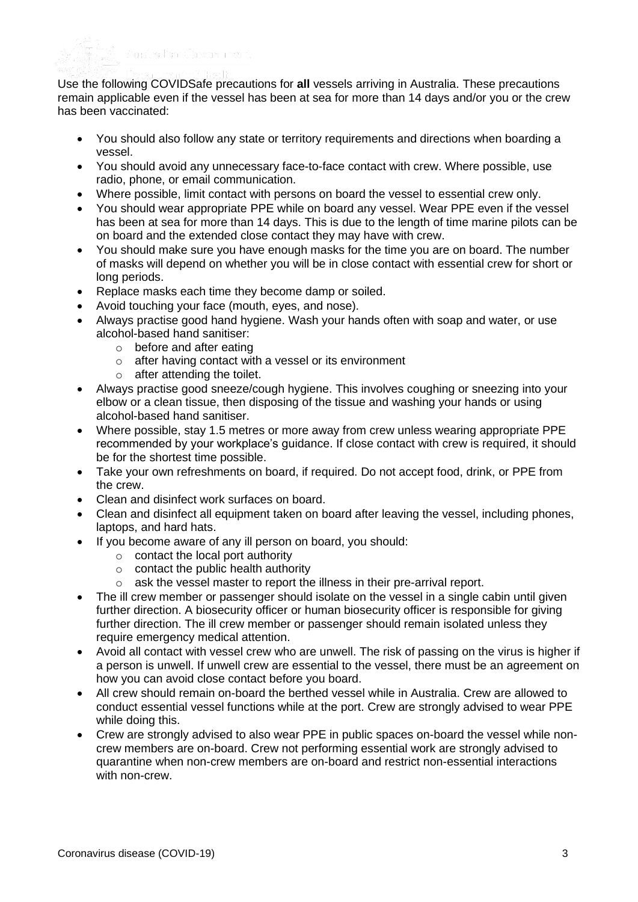Use the following COVIDSafe precautions for **all** vessels arriving in Australia. These precautions remain applicable even if the vessel has been at sea for more than 14 days and/or you or the crew has been vaccinated:

- You should also follow any state or territory requirements and directions when boarding a vessel.
- You should avoid any unnecessary face-to-face contact with crew. Where possible, use radio, phone, or email communication.
- Where possible, limit contact with persons on board the vessel to essential crew only.
- You should wear appropriate PPE while on board any vessel. Wear PPE even if the vessel has been at sea for more than 14 days. This is due to the length of time marine pilots can be on board and the extended close contact they may have with crew.
- You should make sure you have enough masks for the time you are on board. The number of masks will depend on whether you will be in close contact with essential crew for short or long periods.
- Replace masks each time they become damp or soiled.
- Avoid touching your face (mouth, eyes, and nose).
- Always practise good hand hygiene. Wash your hands often with soap and water, or use alcohol-based hand sanitiser:
  - before and after eating
  - after having contact with a vessel or its environment
  - after attending the toilet.
- Always practise good sneeze/cough hygiene. This involves coughing or sneezing into your elbow or a clean tissue, then disposing of the tissue and washing your hands or using alcohol-based hand sanitiser.
- Where possible, stay 1.5 metres or more away from crew unless wearing appropriate PPE recommended by your workplace's guidance. If close contact with crew is required, it should be for the shortest time possible.
- Take your own refreshments on board, if required. Do not accept food, drink, or PPE from the crew.
- Clean and disinfect work surfaces on board.
- Clean and disinfect all equipment taken on board after leaving the vessel, including phones, laptops, and hard hats.
- If you become aware of any ill person on board, you should:
  - contact the local port authority
  - contact the public health authority
  - ask the vessel master to report the illness in their pre-arrival report.
- The ill crew member or passenger should isolate on the vessel in a single cabin until given further direction. A biosecurity officer or human biosecurity officer is responsible for giving further direction. The ill crew member or passenger should remain isolated unless they require emergency medical attention.
- Avoid all contact with vessel crew who are unwell. The risk of passing on the virus is higher if a person is unwell. If unwell crew are essential to the vessel, there must be an agreement on how you can avoid close contact before you board.
- All crew should remain on-board the berthed vessel while in Australia. Crew are allowed to conduct essential vessel functions while at the port. Crew are strongly advised to wear PPE while doing this.
- Crew are strongly advised to also wear PPE in public spaces on-board the vessel while non-crew members are on-board. Crew not performing essential work are strongly advised to quarantine when non-crew members are on-board and restrict non-essential interactions with non-crew.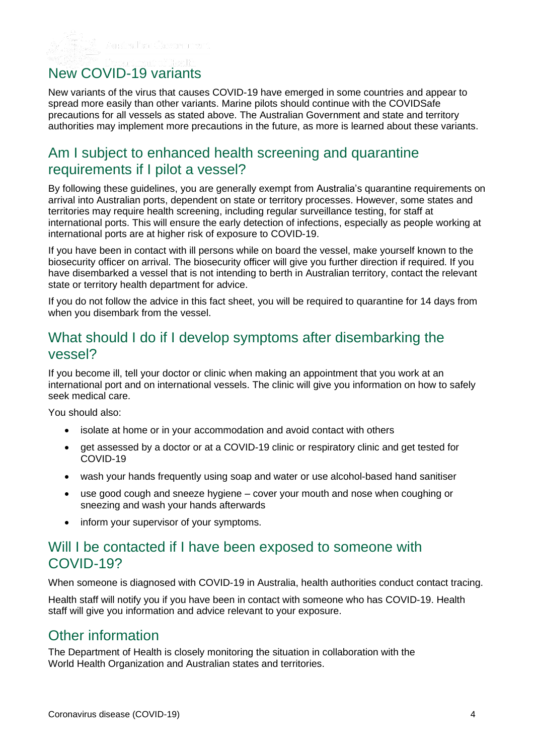## New COVID-19 variants

New variants of the virus that causes COVID-19 have emerged in some countries and appear to spread more easily than other variants. Marine pilots should continue with the COVIDSafe precautions for all vessels as stated above. The Australian Government and state and territory authorities may implement more precautions in the future, as more is learned about these variants.

## Am I subject to enhanced health screening and quarantine requirements if I pilot a vessel?

By following these guidelines, you are generally exempt from Australia's quarantine requirements on arrival into Australian ports, dependent on state or territory processes. However, some states and territories may require health screening, including regular surveillance testing, for staff at international ports. This will ensure the early detection of infections, especially as people working at international ports are at higher risk of exposure to COVID-19.

If you have been in contact with ill persons while on board the vessel, make yourself known to the biosecurity officer on arrival. The biosecurity officer will give you further direction if required. If you have disembarked a vessel that is not intending to berth in Australian territory, contact the relevant state or territory health department for advice.

If you do not follow the advice in this fact sheet, you will be required to quarantine for 14 days from when you disembark from the vessel.

## What should I do if I develop symptoms after disembarking the vessel?

If you become ill, tell your doctor or clinic when making an appointment that you work at an international port and on international vessels. The clinic will give you information on how to safely seek medical care.

You should also:

- isolate at home or in your accommodation and avoid contact with others
- get assessed by a doctor or at a COVID-19 clinic or respiratory clinic and get tested for COVID-19
- wash your hands frequently using soap and water or use alcohol-based hand sanitiser
- use good cough and sneeze hygiene – cover your mouth and nose when coughing or sneezing and wash your hands afterwards
- inform your supervisor of your symptoms.

## Will I be contacted if I have been exposed to someone with COVID-19?

When someone is diagnosed with COVID-19 in Australia, health authorities conduct contact tracing.

Health staff will notify you if you have been in contact with someone who has COVID-19. Health staff will give you information and advice relevant to your exposure.

## Other information

The Department of Health is closely monitoring the situation in collaboration with the World Health Organization and Australian states and territories.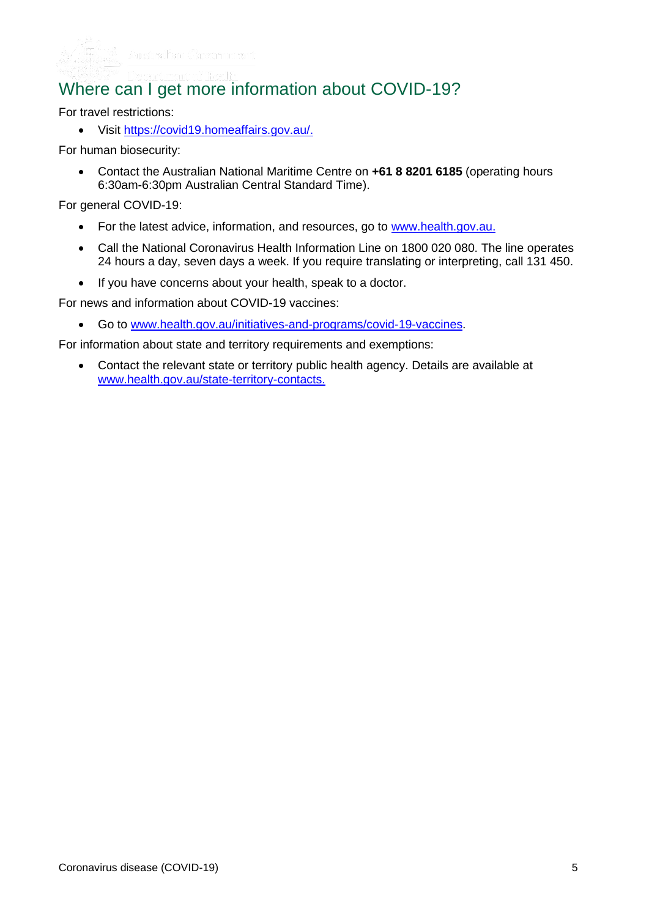## Where can I get more information about COVID-19?

For travel restrictions:

- Visit https://covid19.homeaffairs.gov.au/.

For human biosecurity:

- Contact the Australian National Maritime Centre on **+61 8 8201 6185** (operating hours 6:30am-6:30pm Australian Central Standard Time).

For general COVID-19:

- For the latest advice, information, and resources, go to www.health.gov.au.
- Call the National Coronavirus Health Information Line on 1800 020 080. The line operates 24 hours a day, seven days a week. If you require translating or interpreting, call 131 450.
- If you have concerns about your health, speak to a doctor.

For news and information about COVID-19 vaccines:

- Go to www.health.gov.au/initiatives-and-programs/covid-19-vaccines.

For information about state and territory requirements and exemptions:

- Contact the relevant state or territory public health agency. Details are available at www.health.gov.au/state-territory-contacts.